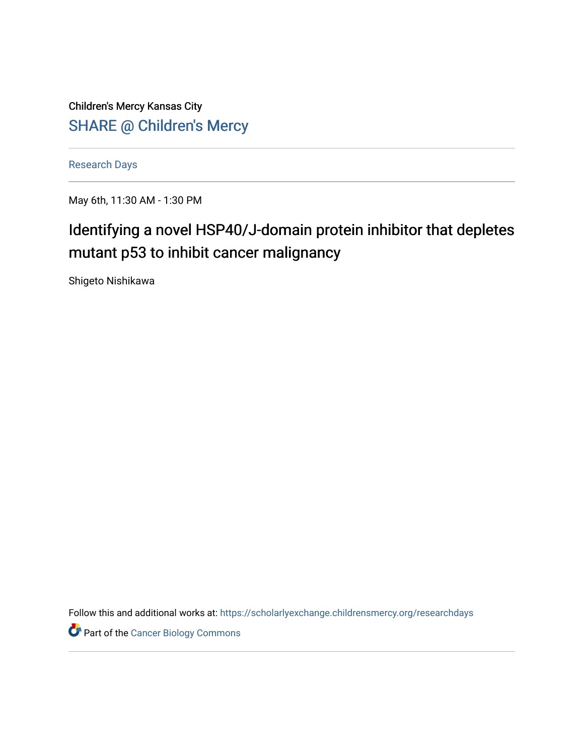Children's Mercy Kansas City

SHARE @ Children's Mercy

Research Days

May 6th, 11:30 AM - 1:30 PM

# Identifying a novel HSP40/J-domain protein inhibitor that depletes mutant p53 to inhibit cancer malignancy

Shigeto Nishikawa

Follow this and additional works at: https://scholarlyexchange.childrensmercy.org/researchdays

Part of the Cancer Biology Commons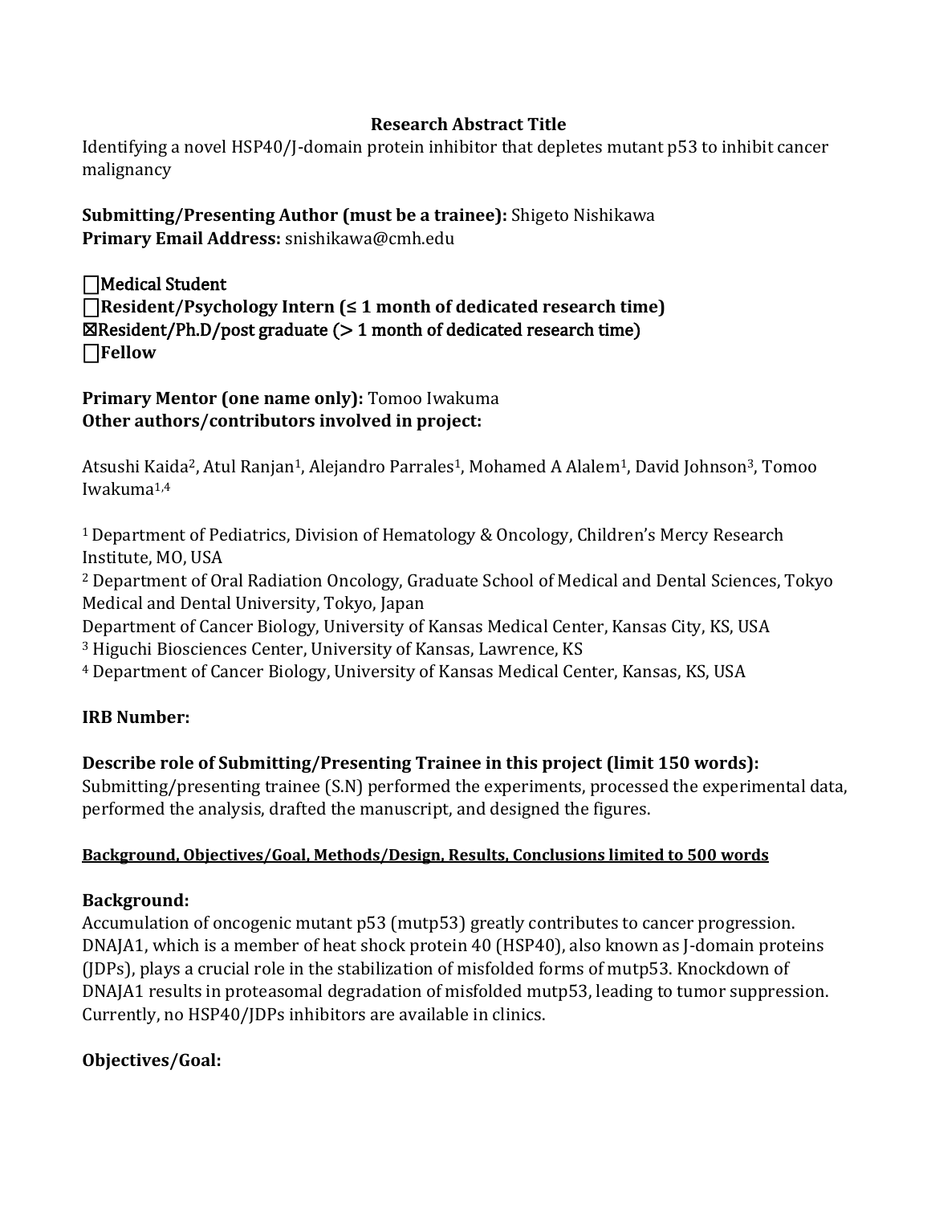**Research Abstract Title**

Identifying a novel HSP40/J-domain protein inhibitor that depletes mutant p53 to inhibit cancer malignancy

**Submitting/Presenting Author (must be a trainee):** Shigeto Nishikawa
**Primary Email Address:** snishikawa@cmh.edu

☐Medical Student
☐**Resident/Psychology Intern (≤ 1 month of dedicated research time)**
☒Resident/Ph.D/post graduate (> 1 month of dedicated research time)
☐**Fellow**

**Primary Mentor (one name only):** Tomoo Iwakuma
**Other authors/contributors involved in project:**

Atsushi Kaida[2], Atul Ranjan[1], Alejandro Parrales[1], Mohamed A Alalem[1], David Johnson[3], Tomoo Iwakuma[1,4]

[1] Department of Pediatrics, Division of Hematology & Oncology, Children's Mercy Research Institute, MO, USA
[2] Department of Oral Radiation Oncology, Graduate School of Medical and Dental Sciences, Tokyo Medical and Dental University, Tokyo, Japan
Department of Cancer Biology, University of Kansas Medical Center, Kansas City, KS, USA
[3] Higuchi Biosciences Center, University of Kansas, Lawrence, KS
[4] Department of Cancer Biology, University of Kansas Medical Center, Kansas, KS, USA

**IRB Number:**

**Describe role of Submitting/Presenting Trainee in this project (limit 150 words):**
Submitting/presenting trainee (S.N) performed the experiments, processed the experimental data, performed the analysis, drafted the manuscript, and designed the figures.

**Background, Objectives/Goal, Methods/Design, Results, Conclusions limited to 500 words**

**Background:**
Accumulation of oncogenic mutant p53 (mutp53) greatly contributes to cancer progression. DNAJA1, which is a member of heat shock protein 40 (HSP40), also known as J-domain proteins (JDPs), plays a crucial role in the stabilization of misfolded forms of mutp53. Knockdown of DNAJA1 results in proteasomal degradation of misfolded mutp53, leading to tumor suppression. Currently, no HSP40/JDPs inhibitors are available in clinics.

**Objectives/Goal:**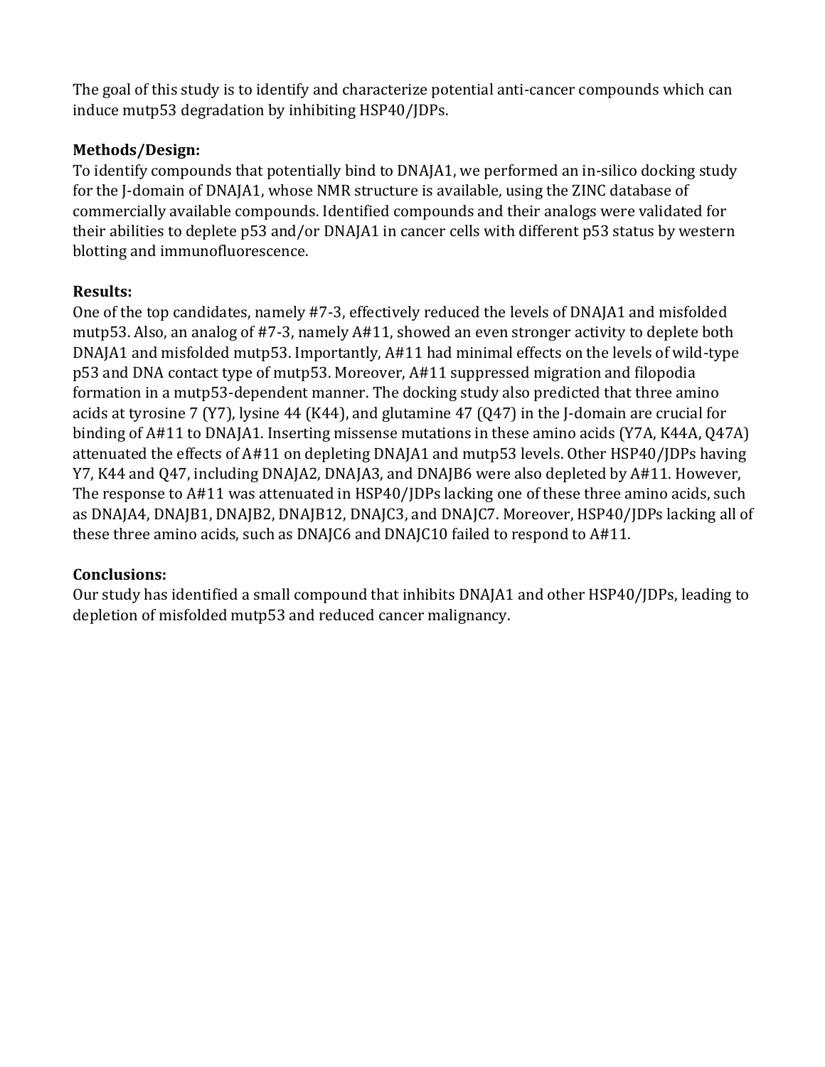The goal of this study is to identify and characterize potential anti-cancer compounds which can induce mutp53 degradation by inhibiting HSP40/JDPs.

**Methods/Design:**

To identify compounds that potentially bind to DNAJA1, we performed an in-silico docking study for the J-domain of DNAJA1, whose NMR structure is available, using the ZINC database of commercially available compounds. Identified compounds and their analogs were validated for their abilities to deplete p53 and/or DNAJA1 in cancer cells with different p53 status by western blotting and immunofluorescence.

**Results:**

One of the top candidates, namely #7-3, effectively reduced the levels of DNAJA1 and misfolded mutp53. Also, an analog of #7-3, namely A#11, showed an even stronger activity to deplete both DNAJA1 and misfolded mutp53. Importantly, A#11 had minimal effects on the levels of wild-type p53 and DNA contact type of mutp53. Moreover, A#11 suppressed migration and filopodia formation in a mutp53-dependent manner. The docking study also predicted that three amino acids at tyrosine 7 (Y7), lysine 44 (K44), and glutamine 47 (Q47) in the J-domain are crucial for binding of A#11 to DNAJA1. Inserting missense mutations in these amino acids (Y7A, K44A, Q47A) attenuated the effects of A#11 on depleting DNAJA1 and mutp53 levels. Other HSP40/JDPs having Y7, K44 and Q47, including DNAJA2, DNAJA3, and DNAJB6 were also depleted by A#11. However, The response to A#11 was attenuated in HSP40/JDPs lacking one of these three amino acids, such as DNAJA4, DNAJB1, DNAJB2, DNAJB12, DNAJC3, and DNAJC7. Moreover, HSP40/JDPs lacking all of these three amino acids, such as DNAJC6 and DNAJC10 failed to respond to A#11.

**Conclusions:**

Our study has identified a small compound that inhibits DNAJA1 and other HSP40/JDPs, leading to depletion of misfolded mutp53 and reduced cancer malignancy.